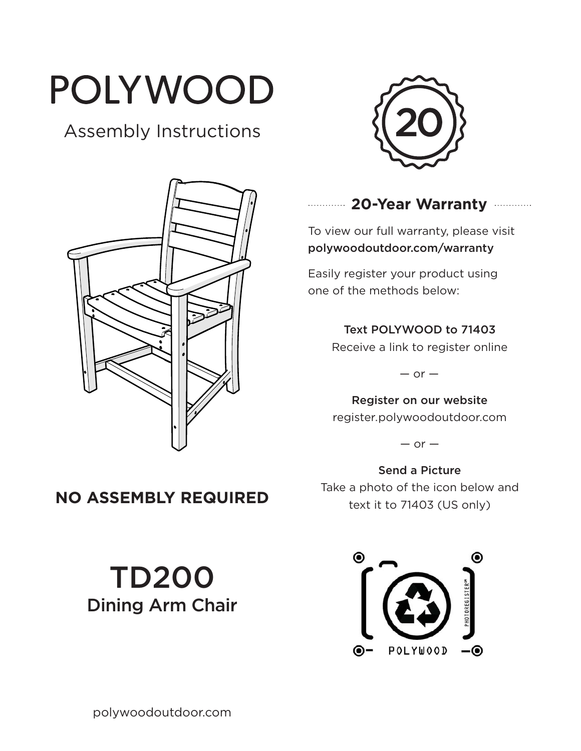# POLYWOOD

Assembly Instructions

20

**NO ASSEMBLY REQUIRED**

## TD200

### Dining Arm Chair

## 20-Year Warranty

To view our full warranty, please visit **polywoodoutdoor.com/warranty**

Easily register your product using one of the methods below:

**Text POLYWOOD to 71403**
Receive a link to register online

— or —

**Register on our website**
register.polywoodoutdoor.com

— or —

**Send a Picture**
Take a photo of the icon below and text it to 71403 (US only)

POLYWOOD

PHOTOREGISTER℠

polywoodoutdoor.com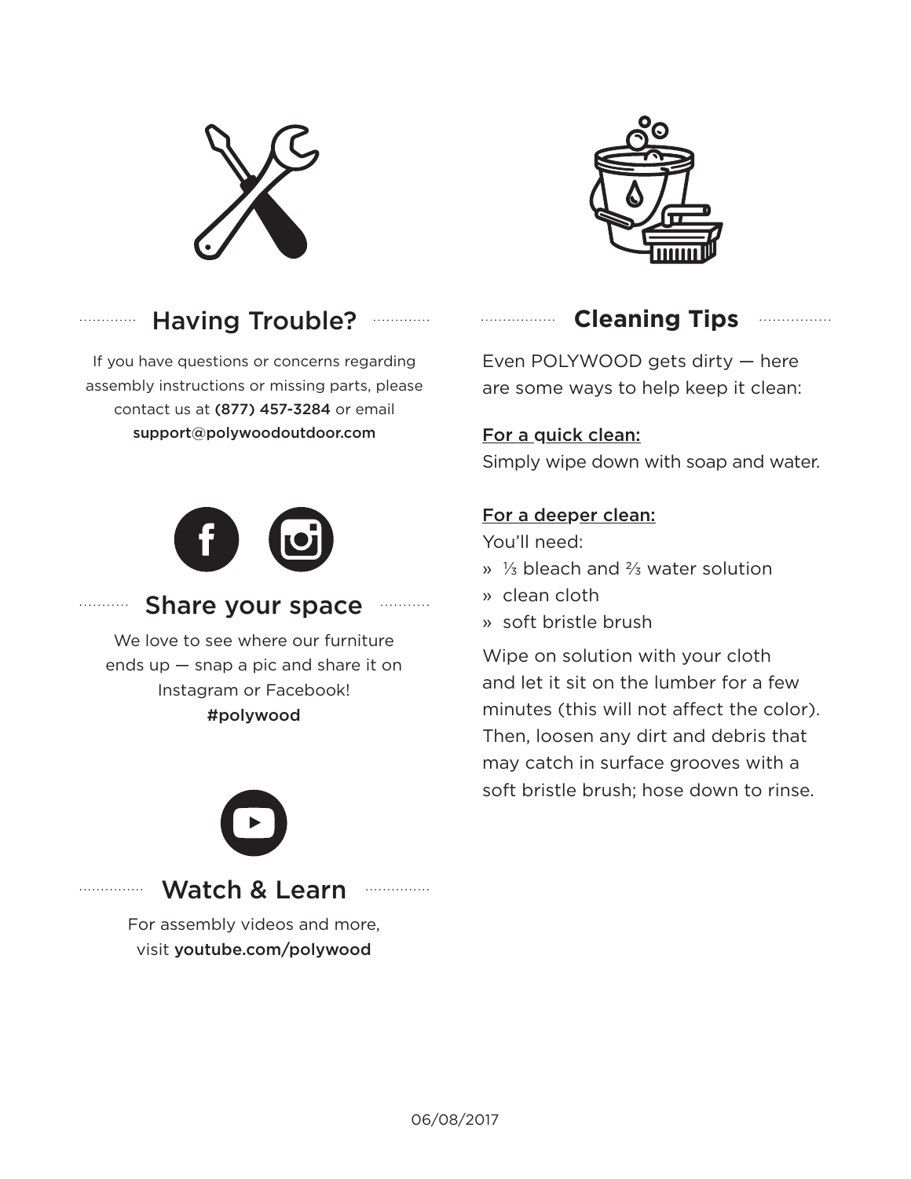## Having Trouble?

If you have questions or concerns regarding assembly instructions or missing parts, please contact us at **(877) 457-3284** or email **support@polywoodoutdoor.com**

## Share your space

We love to see where our furniture ends up — snap a pic and share it on Instagram or Facebook!
**#polywood**

## Watch & Learn

For assembly videos and more, visit **youtube.com/polywood**

## Cleaning Tips

Even POLYWOOD gets dirty — here are some ways to help keep it clean:

**For a quick clean:**
Simply wipe down with soap and water.

**For a deeper clean:**
You'll need:

- ⅓ bleach and ⅔ water solution
- clean cloth
- soft bristle brush

Wipe on solution with your cloth and let it sit on the lumber for a few minutes (this will not affect the color). Then, loosen any dirt and debris that may catch in surface grooves with a soft bristle brush; hose down to rinse.

06/08/2017